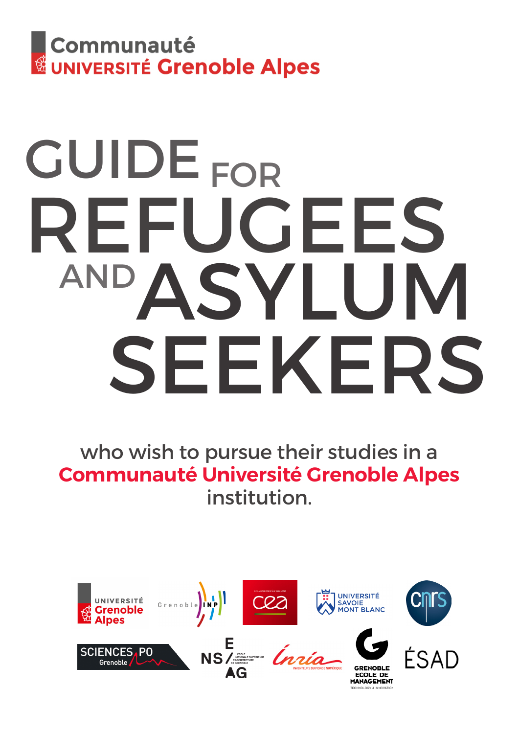Communauté
UNIVERSITÉ Grenoble Alpes

# GUIDE FOR REFUGEES AND ASYLUM SEEKERS

who wish to pursue their studies in a **Communauté Université Grenoble Alpes** institution.

UNIVERSITÉ Grenoble Alpes
Grenoble INP
cea
UNIVERSITÉ SAVOIE MONT BLANC
cnrs
SCIENCES PO Grenoble
ENSAG ÉCOLE NATIONALE SUPÉRIEURE D'ARCHITECTURE DE GRENOBLE
Inria INVENTEURS DU MONDE NUMÉRIQUE
GRENOBLE ECOLE DE MANAGEMENT TECHNOLOGY & INNOVATION
ÉSAD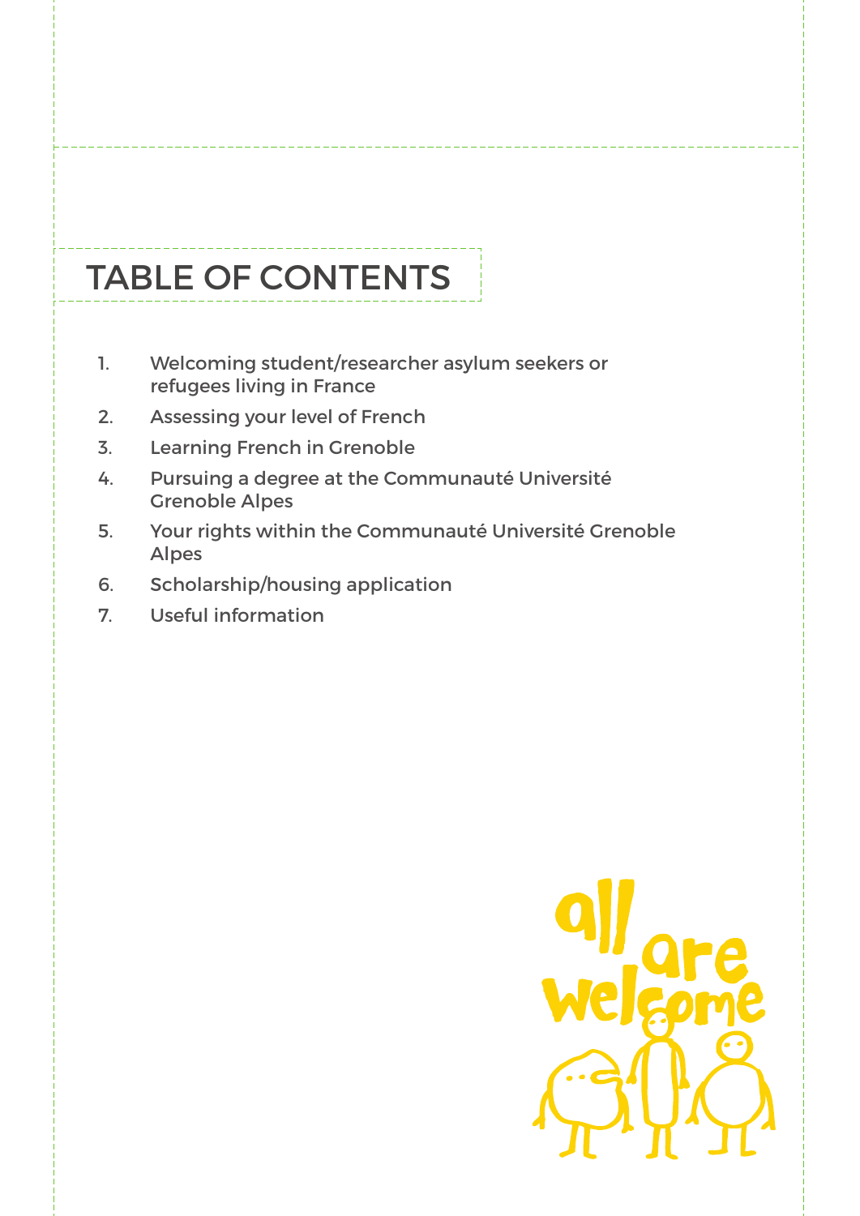# TABLE OF CONTENTS

1. Welcoming student/researcher asylum seekers or refugees living in France
2. Assessing your level of French
3. Learning French in Grenoble
4. Pursuing a degree at the Communauté Université Grenoble Alpes
5. Your rights within the Communauté Université Grenoble Alpes
6. Scholarship/housing application
7. Useful information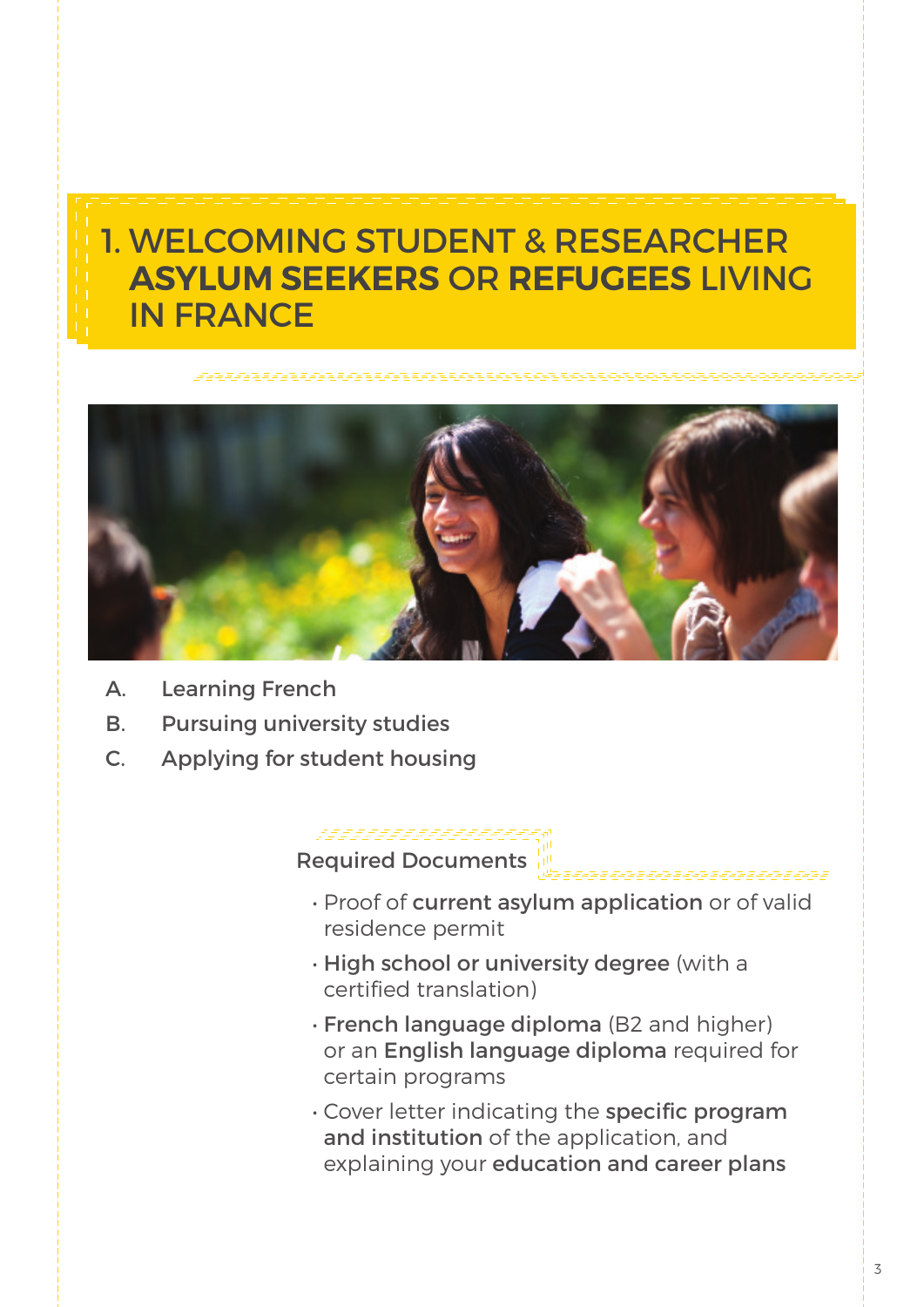# 1. WELCOMING STUDENT & RESEARCHER **ASYLUM SEEKERS** OR **REFUGEES** LIVING IN FRANCE

A. Learning French

B. Pursuing university studies

C. Applying for student housing

## Required Documents

- Proof of **current asylum application** or of valid residence permit
- **High school or university degree** (with a certified translation)
- **French language diploma** (B2 and higher) or an **English language diploma** required for certain programs
- Cover letter indicating the **specific program and institution** of the application, and explaining your **education and career plans**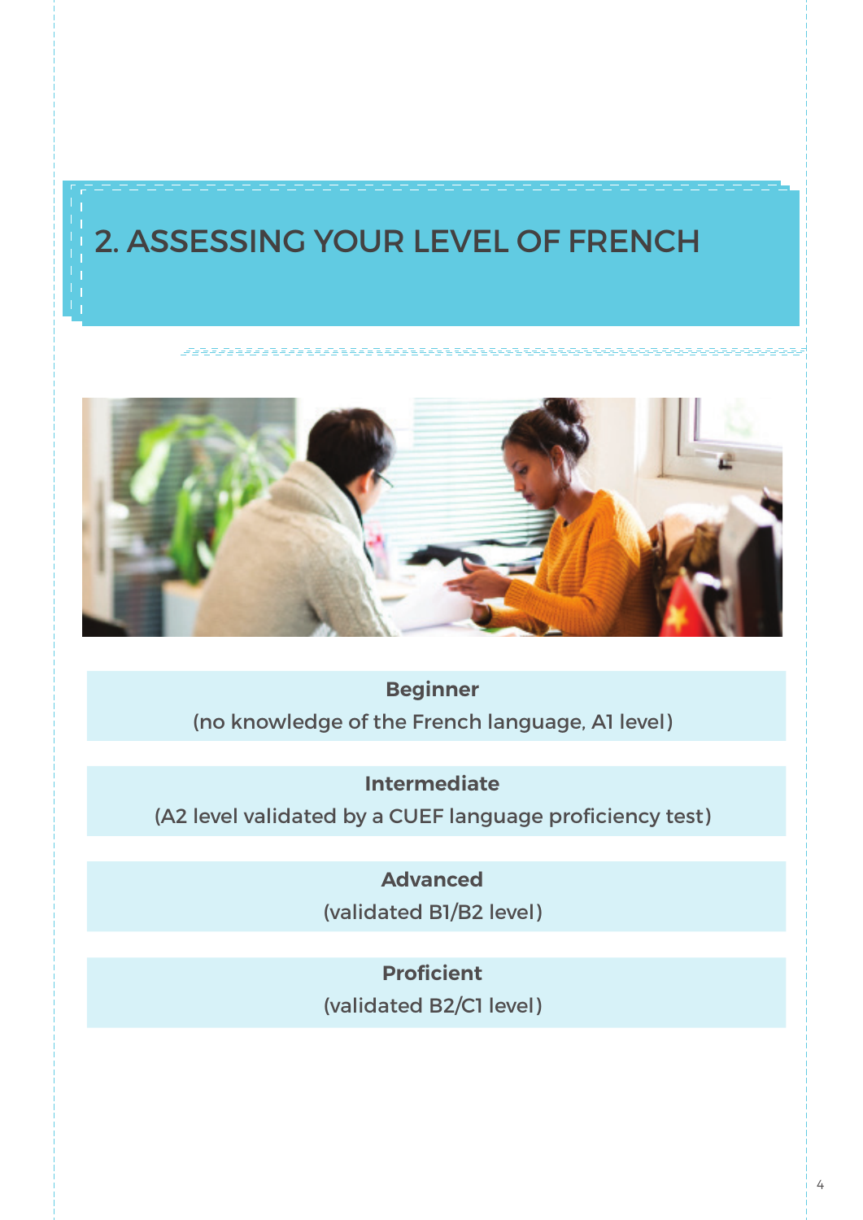## 2. ASSESSING YOUR LEVEL OF FRENCH

**Beginner**
(no knowledge of the French language, A1 level)

**Intermediate**
(A2 level validated by a CUEF language proficiency test)

**Advanced**
(validated B1/B2 level)

**Proficient**
(validated B2/C1 level)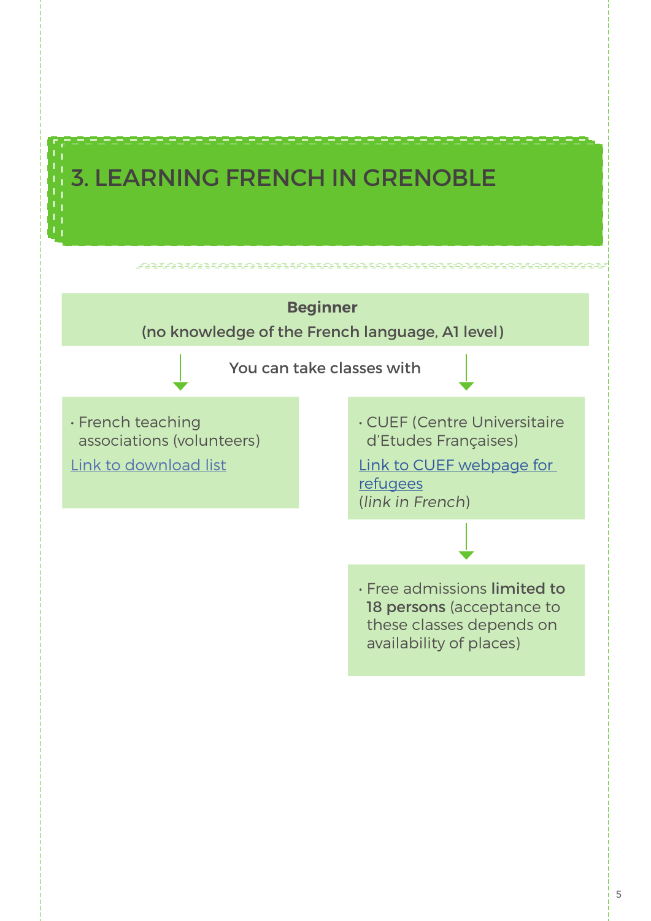# 3. LEARNING FRENCH IN GRENOBLE

**Beginner**

(no knowledge of the French language, A1 level)

You can take classes with

- French teaching associations (volunteers)

[Link to download list]

- CUEF (Centre Universitaire d'Etudes Françaises)

[Link to CUEF webpage for refugees]
(*link in French*)

- Free admissions **limited to 18 persons** (acceptance to these classes depends on availability of places)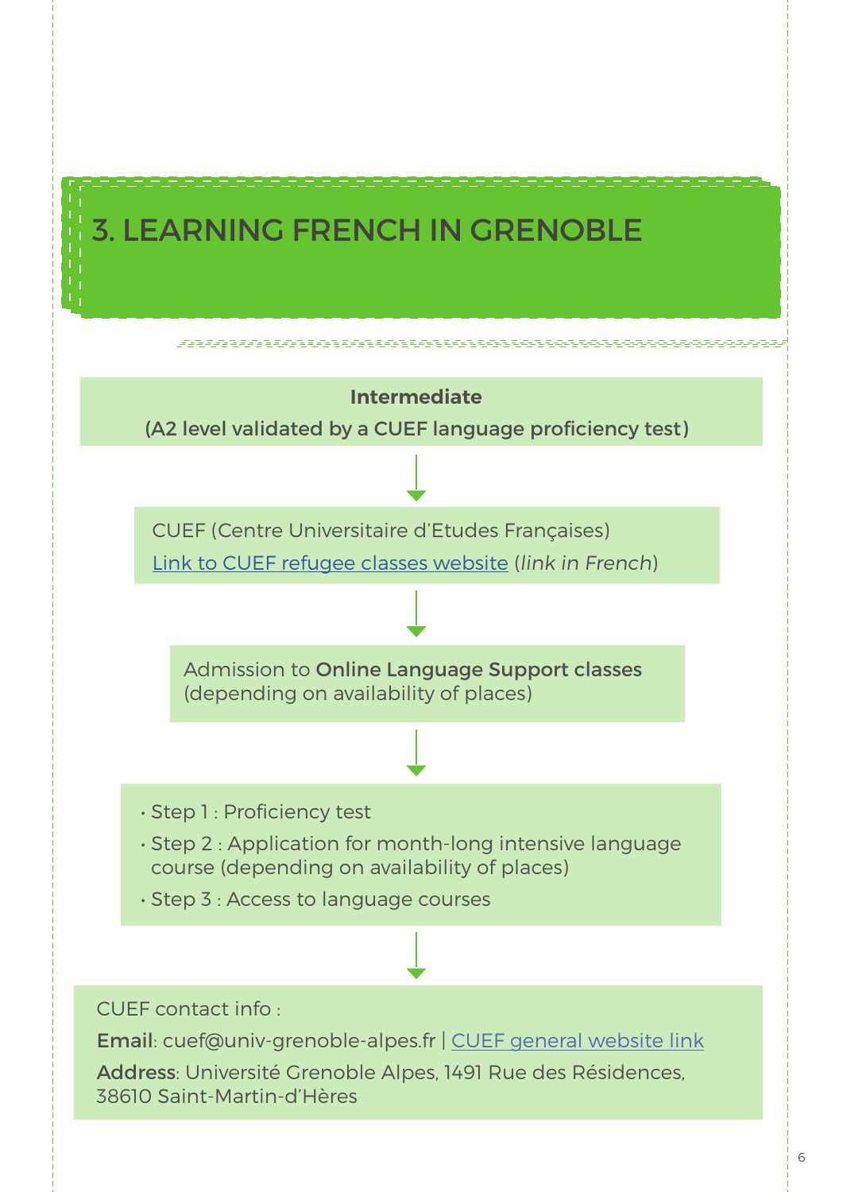# 3. LEARNING FRENCH IN GRENOBLE

**Intermediate**

**(A2 level validated by a CUEF language proficiency test)**

↓

CUEF (Centre Universitaire d'Etudes Françaises)

Link to CUEF refugee classes website (*link in French*)

↓

Admission to **Online Language Support classes** (depending on availability of places)

↓

- Step 1 : Proficiency test
- Step 2 : Application for month-long intensive language course (depending on availability of places)
- Step 3 : Access to language courses

↓

CUEF contact info :

**Email**: cuef@univ-grenoble-alpes.fr | CUEF general website link

**Address**: Université Grenoble Alpes, 1491 Rue des Résidences, 38610 Saint-Martin-d'Hères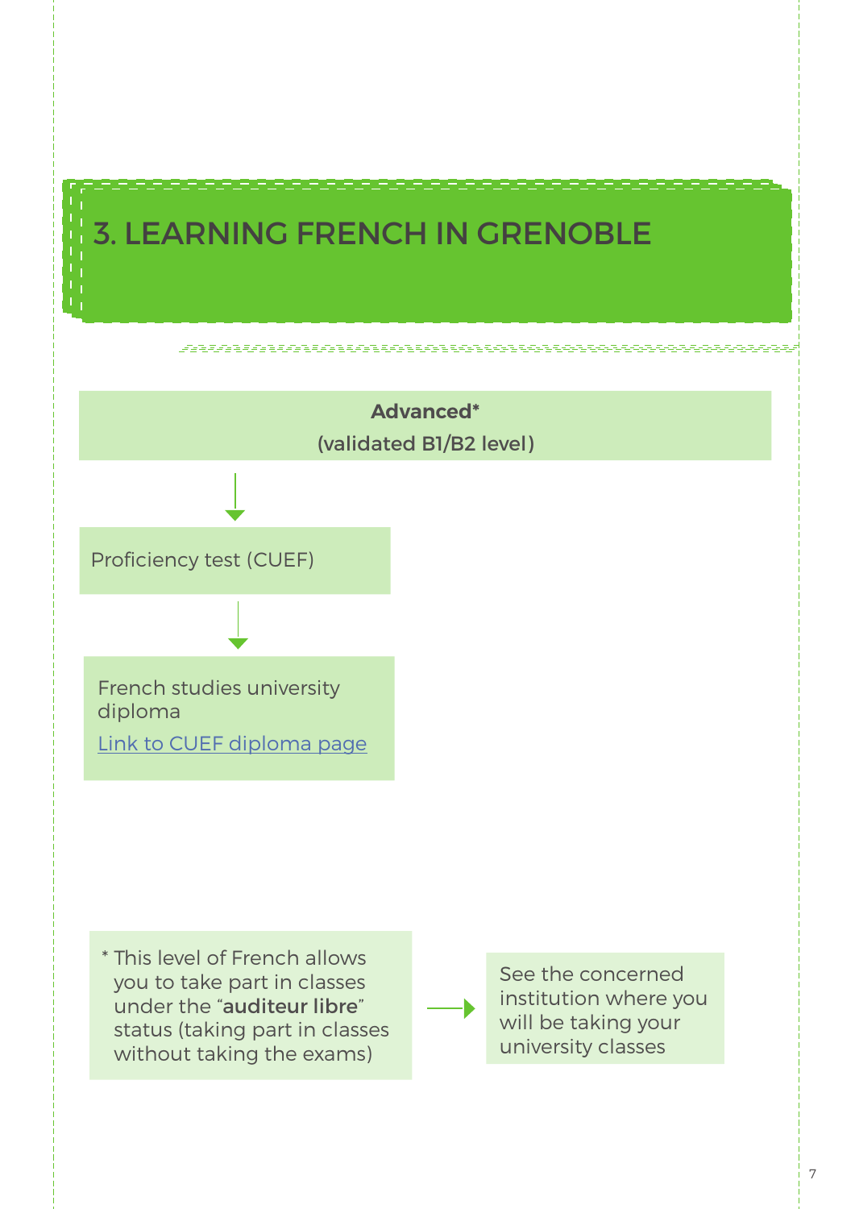# 3. LEARNING FRENCH IN GRENOBLE

**Advanced***
(validated B1/B2 level)

↓

Proficiency test (CUEF)

↓

French studies university diploma
[Link to CUEF diploma page]

* This level of French allows you to take part in classes under the "**auditeur libre**" status (taking part in classes without taking the exams)

→ See the concerned institution where you will be taking your university classes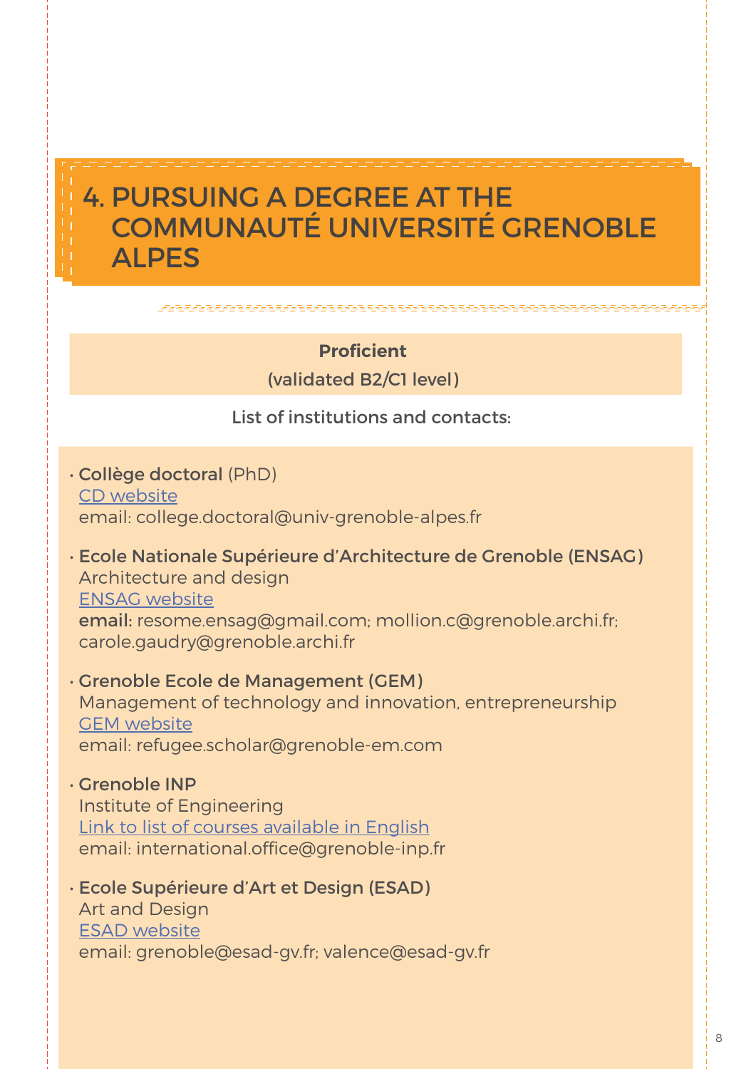# 4. PURSUING A DEGREE AT THE COMMUNAUTÉ UNIVERSITÉ GRENOBLE ALPES

**Proficient**

(validated B2/C1 level)

List of institutions and contacts:

- **Collège doctoral** (PhD)
  CD website
  email: college.doctoral@univ-grenoble-alpes.fr

- **Ecole Nationale Supérieure d'Architecture de Grenoble (ENSAG)**
  Architecture and design
  ENSAG website
  **email:** resome.ensag@gmail.com; mollion.c@grenoble.archi.fr; carole.gaudry@grenoble.archi.fr

- **Grenoble Ecole de Management (GEM)**
  Management of technology and innovation, entrepreneurship
  GEM website
  email: refugee.scholar@grenoble-em.com

- **Grenoble INP**
  Institute of Engineering
  Link to list of courses available in English
  email: international.office@grenoble-inp.fr

- **Ecole Supérieure d'Art et Design (ESAD)**
  Art and Design
  ESAD website
  email: grenoble@esad-gv.fr; valence@esad-gv.fr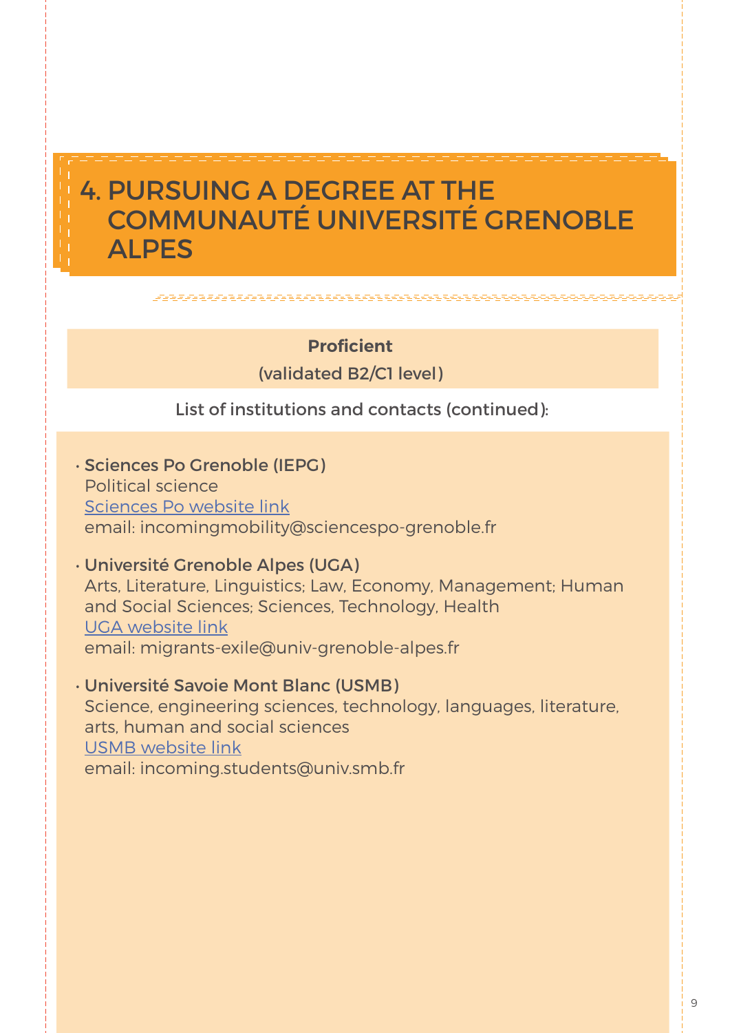# 4. PURSUING A DEGREE AT THE COMMUNAUTÉ UNIVERSITÉ GRENOBLE ALPES

**Proficient**

(validated B2/C1 level)

List of institutions and contacts (continued):

- **Sciences Po Grenoble (IEPG)**
  Political science
  Sciences Po website link
  email: incomingmobility@sciencespo-grenoble.fr

- **Université Grenoble Alpes (UGA)**
  Arts, Literature, Linguistics; Law, Economy, Management; Human and Social Sciences; Sciences, Technology, Health
  UGA website link
  email: migrants-exile@univ-grenoble-alpes.fr

- **Université Savoie Mont Blanc (USMB)**
  Science, engineering sciences, technology, languages, literature, arts, human and social sciences
  USMB website link
  email: incoming.students@univ.smb.fr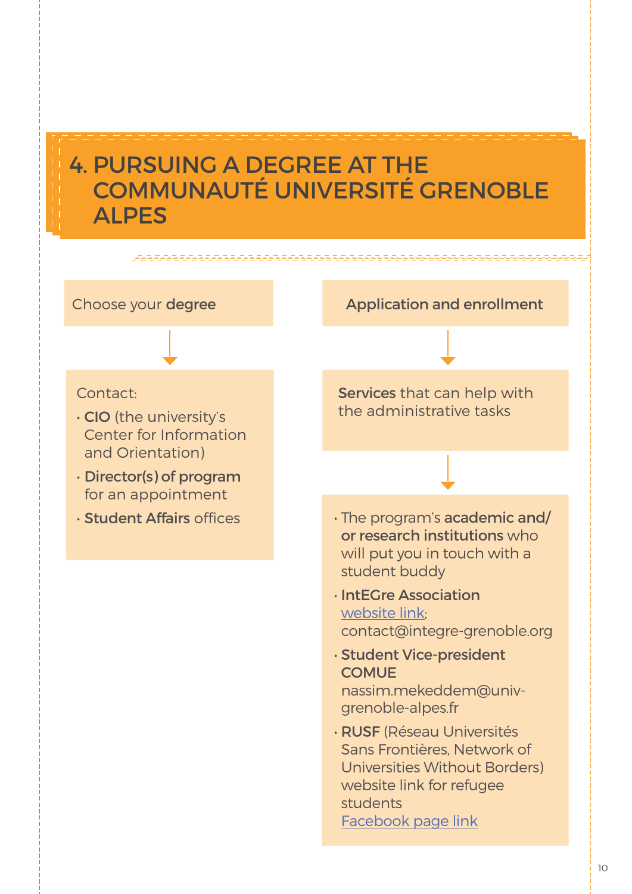# 4. PURSUING A DEGREE AT THE COMMUNAUTÉ UNIVERSITÉ GRENOBLE ALPES

Choose your **degree**

Contact:

- **CIO** (the university's Center for Information and Orientation)
- **Director(s) of program** for an appointment
- **Student Affairs** offices

**Application and enrollment**

**Services** that can help with the administrative tasks

- The program's **academic and/or research institutions** who will put you in touch with a student buddy
- **IntEGre Association** website link; contact@integre-grenoble.org
- **Student Vice-president COMUE** nassim.mekeddem@univ-grenoble-alpes.fr
- **RUSF** (Réseau Universités Sans Frontières, Network of Universities Without Borders) website link for refugee students Facebook page link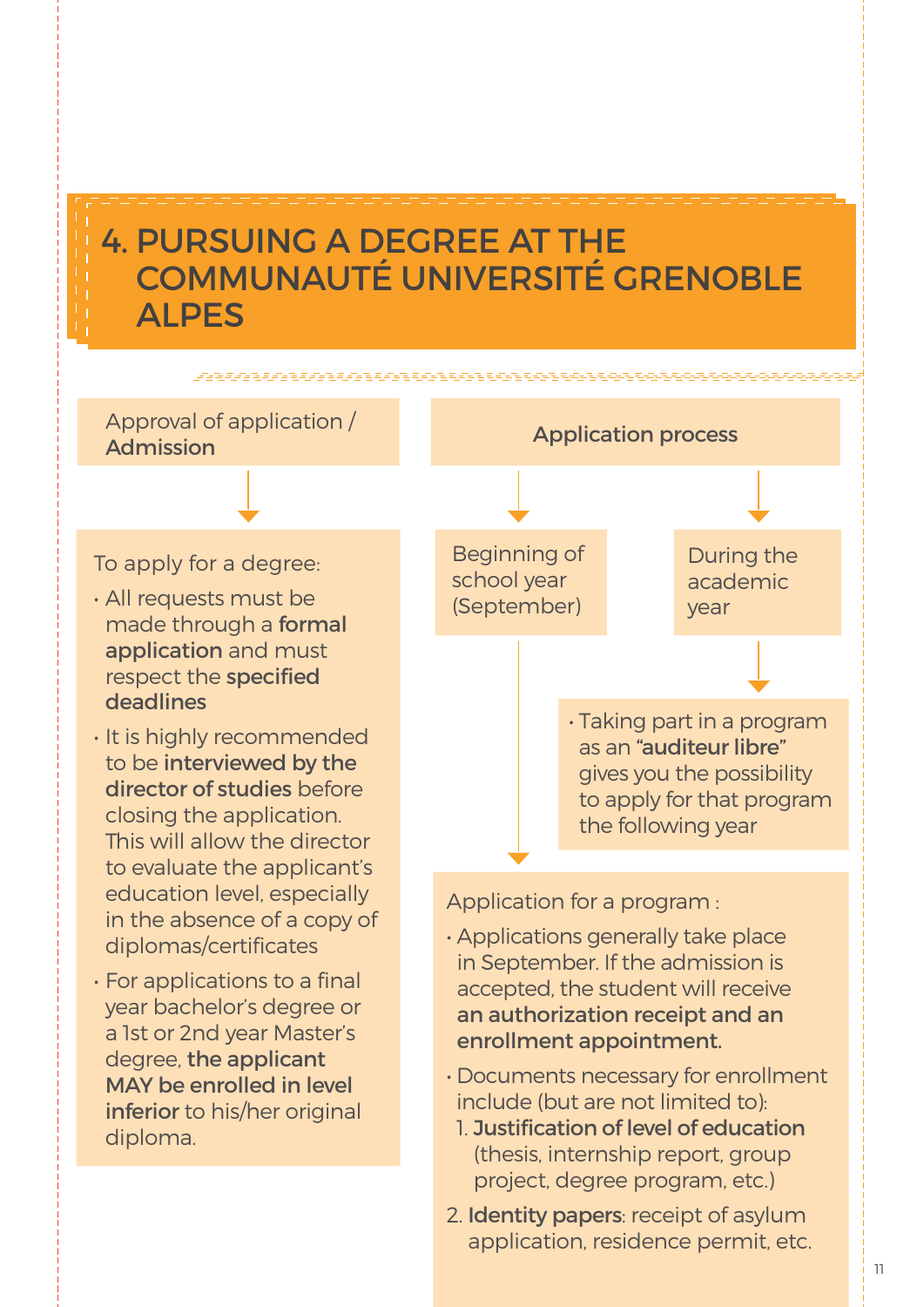# 4. PURSUING A DEGREE AT THE COMMUNAUTÉ UNIVERSITÉ GRENOBLE ALPES

## Approval of application / **Admission**

To apply for a degree:

- All requests must be made through a **formal application** and must respect the **specified deadlines**
- It is highly recommended to be **interviewed by the director of studies** before closing the application. This will allow the director to evaluate the applicant's education level, especially in the absence of a copy of diplomas/certificates
- For applications to a final year bachelor's degree or a 1st or 2nd year Master's degree, **the applicant MAY be enrolled in level inferior** to his/her original diploma.

## Application process

### Beginning of school year (September)

### During the academic year

- Taking part in a program as an **"auditeur libre"** gives you the possibility to apply for that program the following year

Application for a program :

- Applications generally take place in September. If the admission is accepted, the student will receive **an authorization receipt and an enrollment appointment.**
- Documents necessary for enrollment include (but are not limited to):
  1. **Justification of level of education** (thesis, internship report, group project, degree program, etc.)
  2. **Identity papers**: receipt of asylum application, residence permit, etc.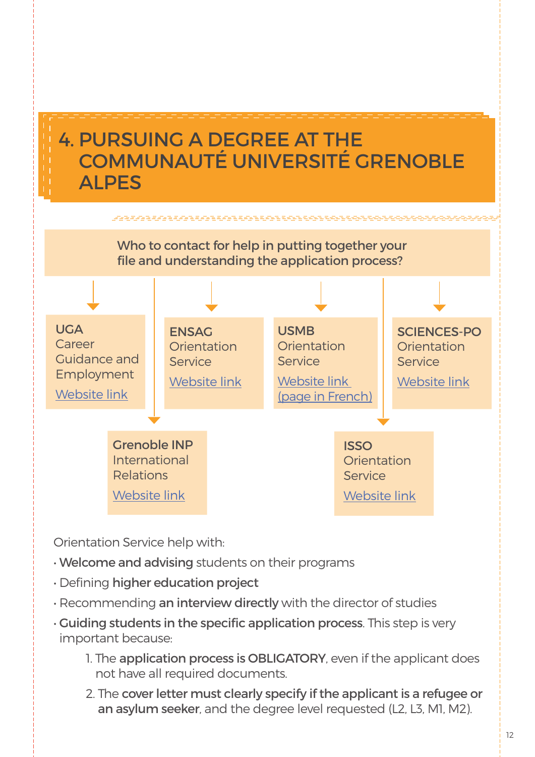# 4. PURSUING A DEGREE AT THE COMMUNAUTÉ UNIVERSITÉ GRENOBLE ALPES

**Who to contact for help in putting together your file and understanding the application process?**

**UGA**
Career Guidance and Employment
Website link

**ENSAG**
Orientation Service
Website link

**USMB**
Orientation Service
Website link (page in French)

**SCIENCES-PO**
Orientation Service
Website link

**Grenoble INP**
International Relations
Website link

**ISSO**
Orientation Service
Website link

Orientation Service help with:

- **Welcome and advising** students on their programs
- Defining **higher education project**
- Recommending **an interview directly** with the director of studies
- **Guiding students in the specific application process**. This step is very important because:
  1. The **application process is OBLIGATORY**, even if the applicant does not have all required documents.
  2. The **cover letter must clearly specify if the applicant is a refugee or an asylum seeker**, and the degree level requested (L2, L3, M1, M2).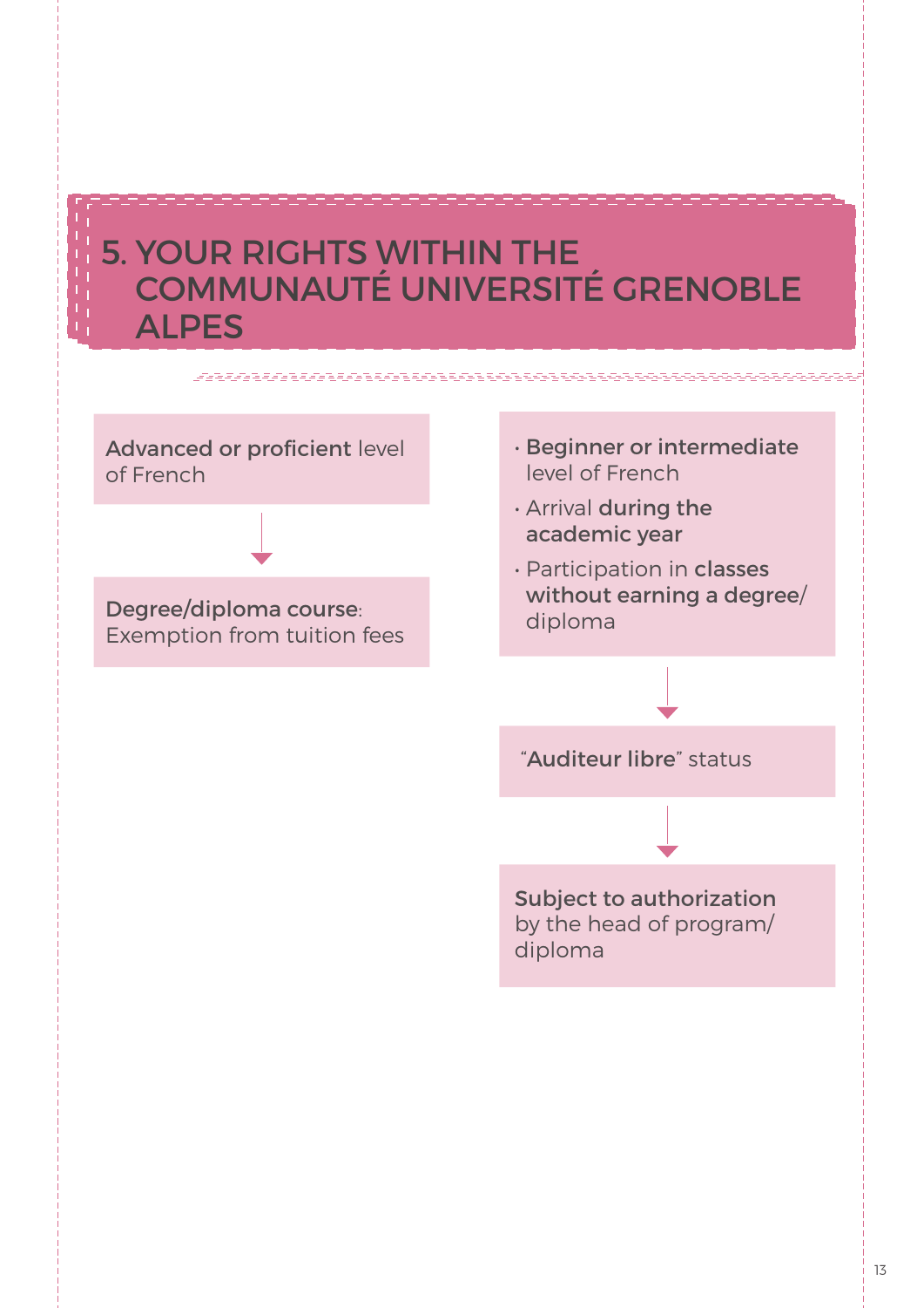# 5. YOUR RIGHTS WITHIN THE COMMUNAUTÉ UNIVERSITÉ GRENOBLE ALPES

**Advanced or proficient** level of French

↓

**Degree/diploma course**: Exemption from tuition fees

- **Beginner or intermediate** level of French
- Arrival **during the academic year**
- Participation in **classes without earning a degree/** diploma

↓

"**Auditeur libre**" status

↓

**Subject to authorization** by the head of program/ diploma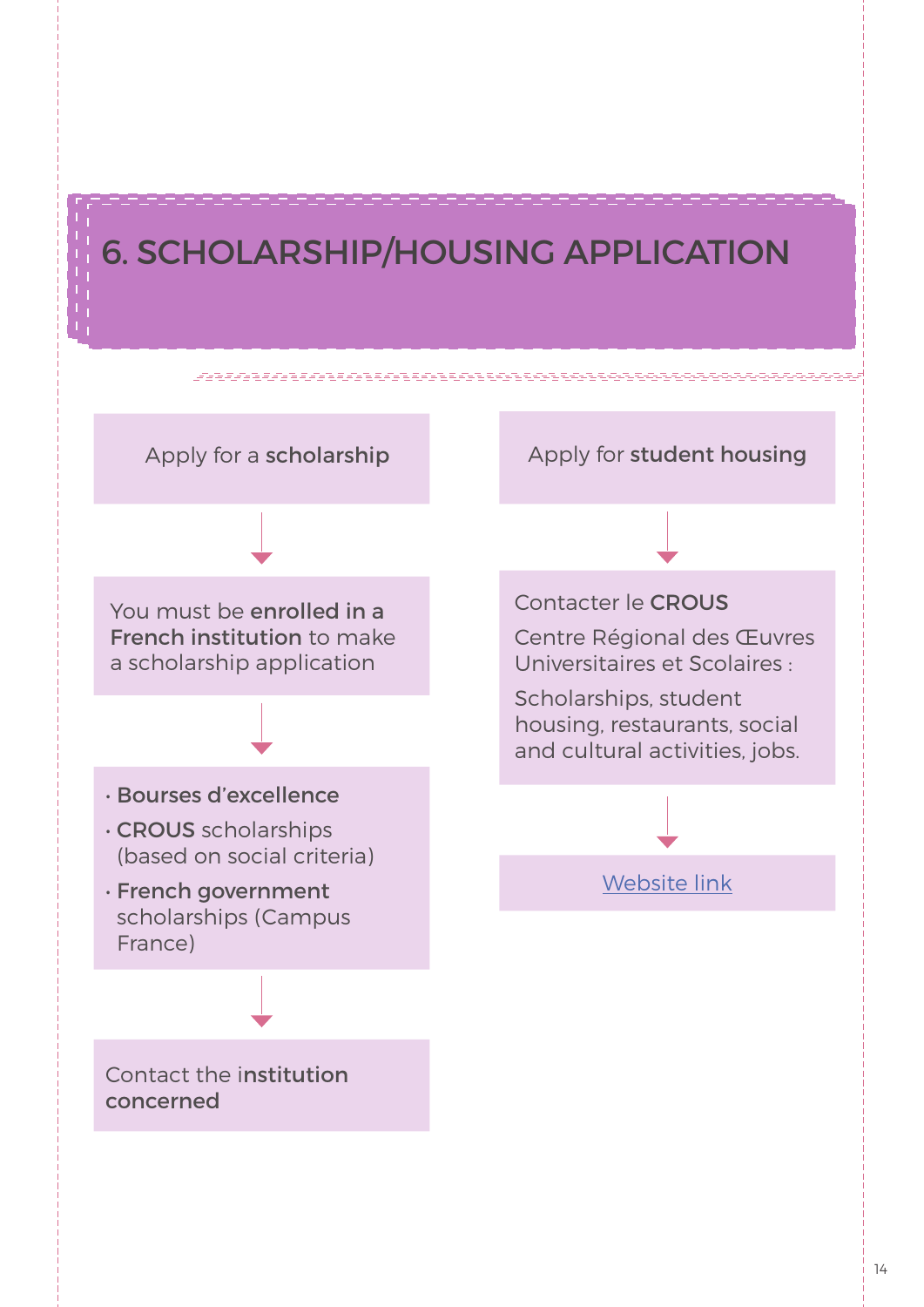# 6. SCHOLARSHIP/HOUSING APPLICATION

Apply for a **scholarship**

↓

You must be **enrolled in a French institution** to make a scholarship application

↓

- **Bourses d'excellence**
- **CROUS** scholarships (based on social criteria)
- **French government** scholarships (Campus France)

↓

Contact the i**nstitution concerned**

Apply for **student housing**

↓

Contacter le **CROUS**

Centre Régional des Œuvres Universitaires et Scolaires :

Scholarships, student housing, restaurants, social and cultural activities, jobs.

↓

Website link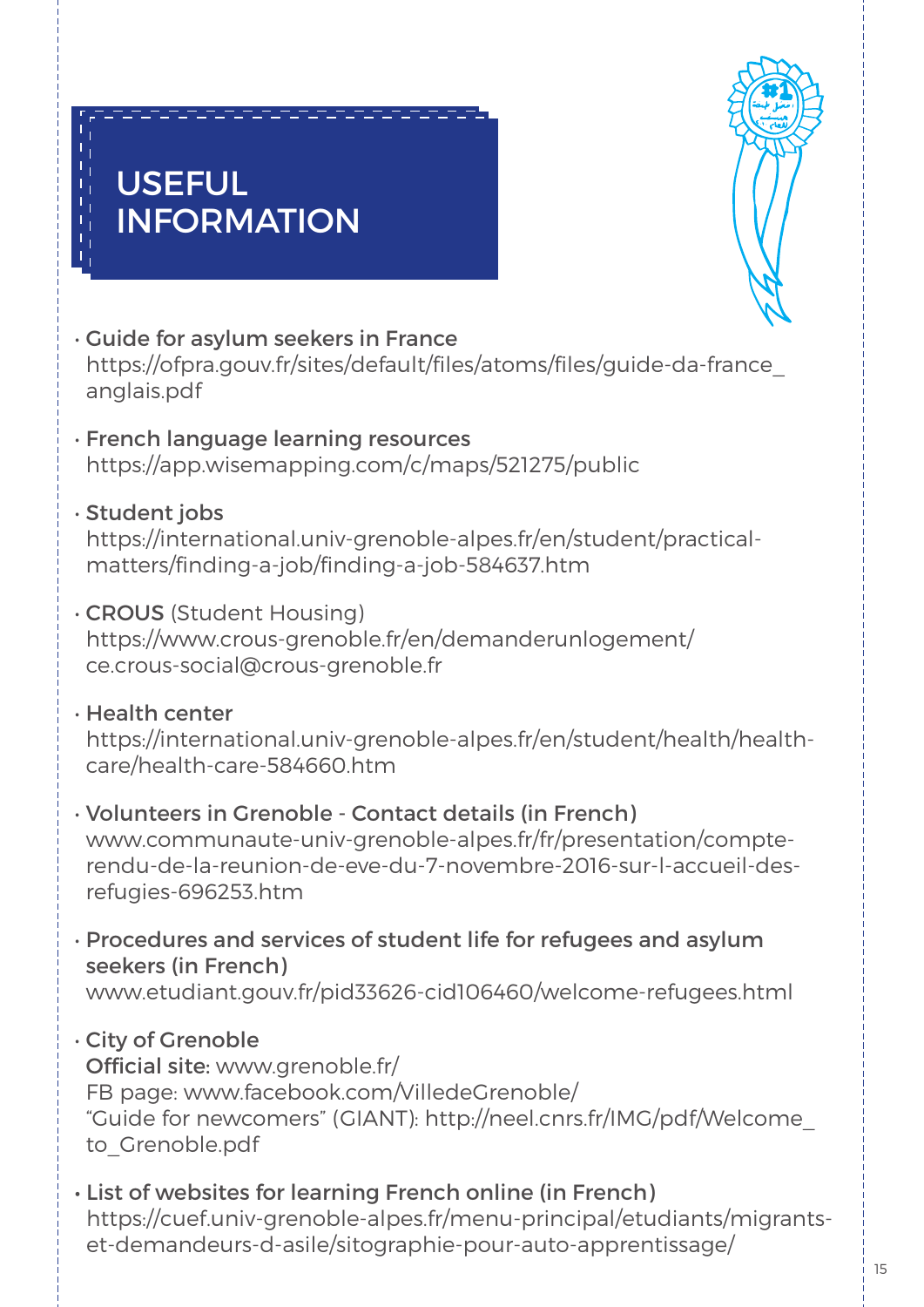# USEFUL INFORMATION

- **Guide for asylum seekers in France**
  https://ofpra.gouv.fr/sites/default/files/atoms/files/guide-da-france_anglais.pdf

- **French language learning resources**
  https://app.wisemapping.com/c/maps/521275/public

- **Student jobs**
  https://international.univ-grenoble-alpes.fr/en/student/practical-matters/finding-a-job/finding-a-job-584637.htm

- **CROUS** (Student Housing)
  https://www.crous-grenoble.fr/en/demanderunlogement/
  ce.crous-social@crous-grenoble.fr

- **Health center**
  https://international.univ-grenoble-alpes.fr/en/student/health/health-care/health-care-584660.htm

- **Volunteers in Grenoble - Contact details (in French)**
  www.communaute-univ-grenoble-alpes.fr/fr/presentation/compte-rendu-de-la-reunion-de-eve-du-7-novembre-2016-sur-l-accueil-des-refugies-696253.htm

- **Procedures and services of student life for refugees and asylum seekers (in French)**
  www.etudiant.gouv.fr/pid33626-cid106460/welcome-refugees.html

- **City of Grenoble**
  **Official site:** www.grenoble.fr/
  FB page: www.facebook.com/VilledeGrenoble/
  "Guide for newcomers" (GIANT): http://neel.cnrs.fr/IMG/pdf/Welcome_to_Grenoble.pdf

- **List of websites for learning French online (in French)**
  https://cuef.univ-grenoble-alpes.fr/menu-principal/etudiants/migrants-et-demandeurs-d-asile/sitographie-pour-auto-apprentissage/